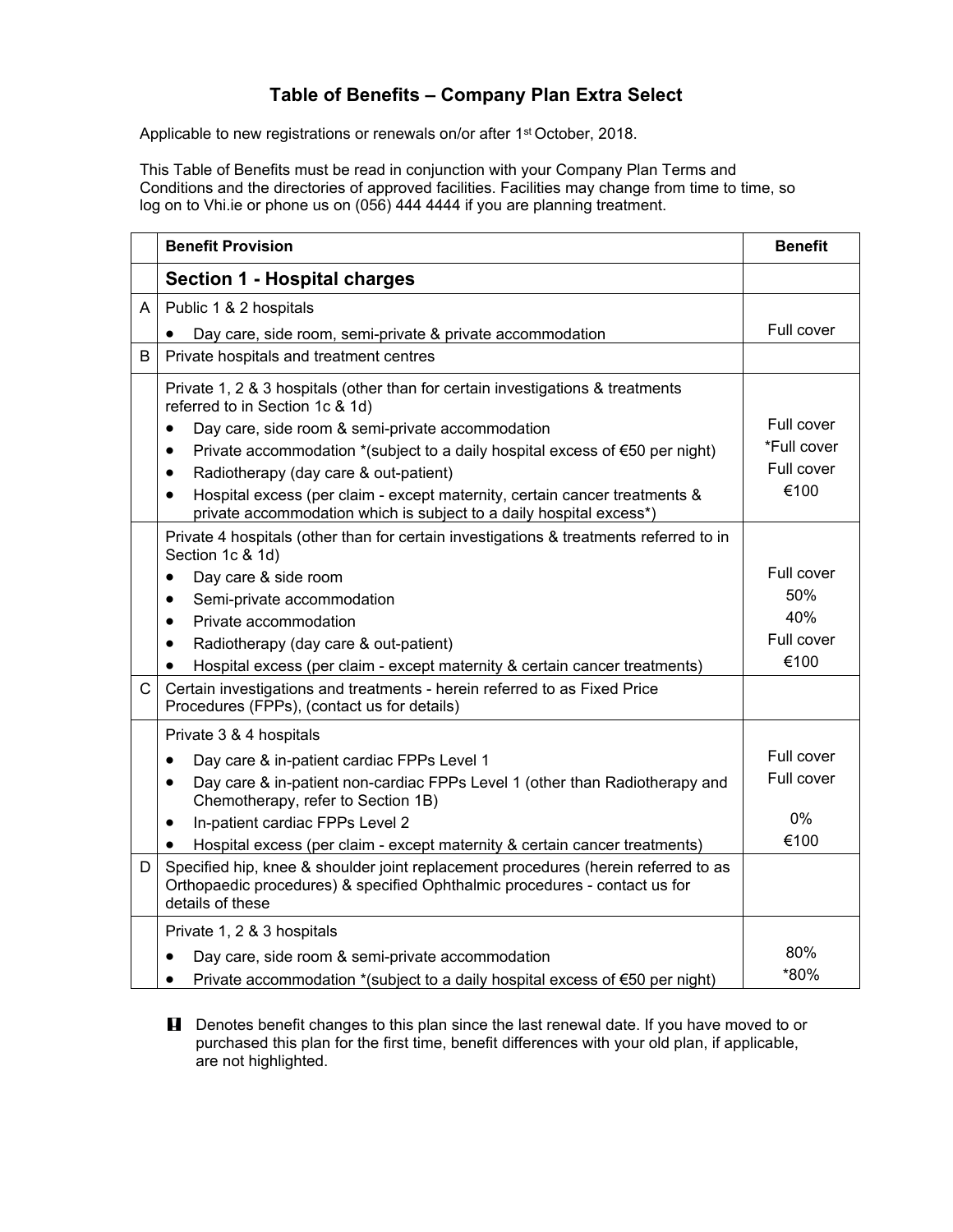# Table of Benefits – Company Plan Extra Select

Applicable to new registrations or renewals on/or after 1st October, 2018.

This Table of Benefits must be read in conjunction with your Company Plan Terms and Conditions and the directories of approved facilities. Facilities may change from time to time, so log on to Vhi.ie or phone us on (056) 444 4444 if you are planning treatment.

| | Benefit Provision | Benefit |
|---|---|---|
| | **Section 1 - Hospital charges** | |
| A | Public 1 & 2 hospitals<br>• Day care, side room, semi-private & private accommodation | Full cover |
| B | Private hospitals and treatment centres | |
| | Private 1, 2 & 3 hospitals (other than for certain investigations & treatments referred to in Section 1c & 1d)<br>• Day care, side room & semi-private accommodation<br>• Private accommodation *(subject to a daily hospital excess of €50 per night)<br>• Radiotherapy (day care & out-patient)<br>• Hospital excess (per claim - except maternity, certain cancer treatments & private accommodation which is subject to a daily hospital excess*) | Full cover<br>*Full cover<br>Full cover<br>€100 |
| | Private 4 hospitals (other than for certain investigations & treatments referred to in Section 1c & 1d)<br>• Day care & side room<br>• Semi-private accommodation<br>• Private accommodation<br>• Radiotherapy (day care & out-patient)<br>• Hospital excess (per claim - except maternity & certain cancer treatments) | Full cover<br>50%<br>40%<br>Full cover<br>€100 |
| C | Certain investigations and treatments - herein referred to as Fixed Price Procedures (FPPs), (contact us for details) | |
| | Private 3 & 4 hospitals<br>• Day care & in-patient cardiac FPPs Level 1<br>• Day care & in-patient non-cardiac FPPs Level 1 (other than Radiotherapy and Chemotherapy, refer to Section 1B)<br>• In-patient cardiac FPPs Level 2<br>• Hospital excess (per claim - except maternity & certain cancer treatments) | Full cover<br>Full cover<br>0%<br>€100 |
| D | Specified hip, knee & shoulder joint replacement procedures (herein referred to as Orthopaedic procedures) & specified Ophthalmic procedures - contact us for details of these | |
| | Private 1, 2 & 3 hospitals<br>• Day care, side room & semi-private accommodation<br>• Private accommodation *(subject to a daily hospital excess of €50 per night) | 80%<br>*80% |

**!** Denotes benefit changes to this plan since the last renewal date. If you have moved to or purchased this plan for the first time, benefit differences with your old plan, if applicable, are not highlighted.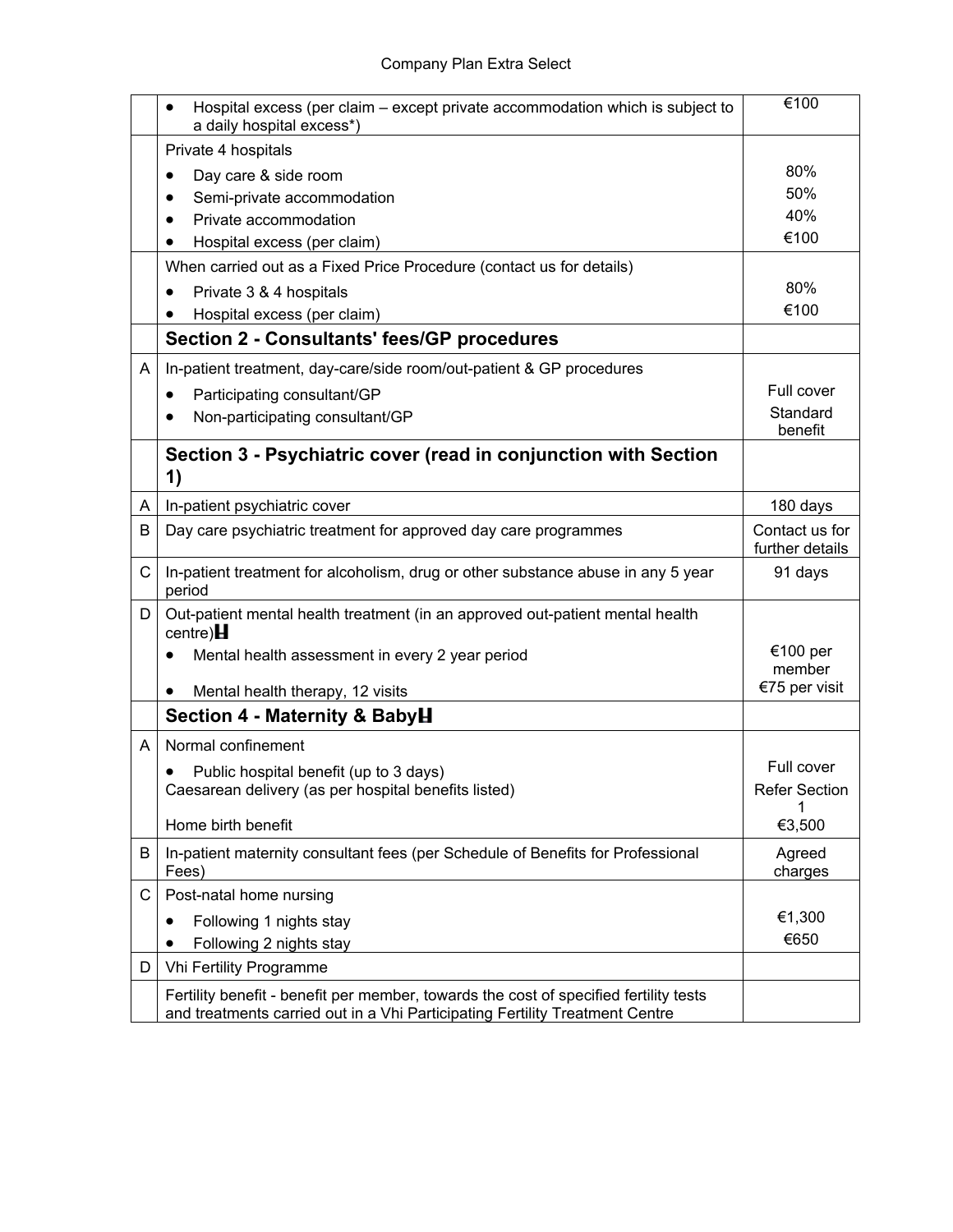| | | |
|---|---|---|
| | • Hospital excess (per claim – except private accommodation which is subject to a daily hospital excess*) | €100 |
| | Private 4 hospitals<br>• Day care & side room<br>• Semi-private accommodation<br>• Private accommodation<br>• Hospital excess (per claim) | <br>80%<br>50%<br>40%<br>€100 |
| | When carried out as a Fixed Price Procedure (contact us for details)<br>• Private 3 & 4 hospitals<br>• Hospital excess (per claim) | <br>80%<br>€100 |
| | **Section 2 - Consultants' fees/GP procedures** | |
| A | In-patient treatment, day-care/side room/out-patient & GP procedures<br>• Participating consultant/GP<br>• Non-participating consultant/GP | <br>Full cover<br>Standard benefit |
| | **Section 3 - Psychiatric cover (read in conjunction with Section 1)** | |
| A | In-patient psychiatric cover | 180 days |
| B | Day care psychiatric treatment for approved day care programmes | Contact us for further details |
| C | In-patient treatment for alcoholism, drug or other substance abuse in any 5 year period | 91 days |
| D | Out-patient mental health treatment (in an approved out-patient mental health centre)H<br>• Mental health assessment in every 2 year period<br>• Mental health therapy, 12 visits | <br>€100 per member<br>€75 per visit |
| | **Section 4 - Maternity & BabyH** | |
| A | Normal confinement<br>• Public hospital benefit (up to 3 days)<br>Caesarean delivery (as per hospital benefits listed)<br>Home birth benefit | <br>Full cover<br>Refer Section 1<br>€3,500 |
| B | In-patient maternity consultant fees (per Schedule of Benefits for Professional Fees) | Agreed charges |
| C | Post-natal home nursing<br>• Following 1 nights stay<br>• Following 2 nights stay | <br>€1,300<br>€650 |
| D | Vhi Fertility Programme | |
| | Fertility benefit - benefit per member, towards the cost of specified fertility tests and treatments carried out in a Vhi Participating Fertility Treatment Centre | |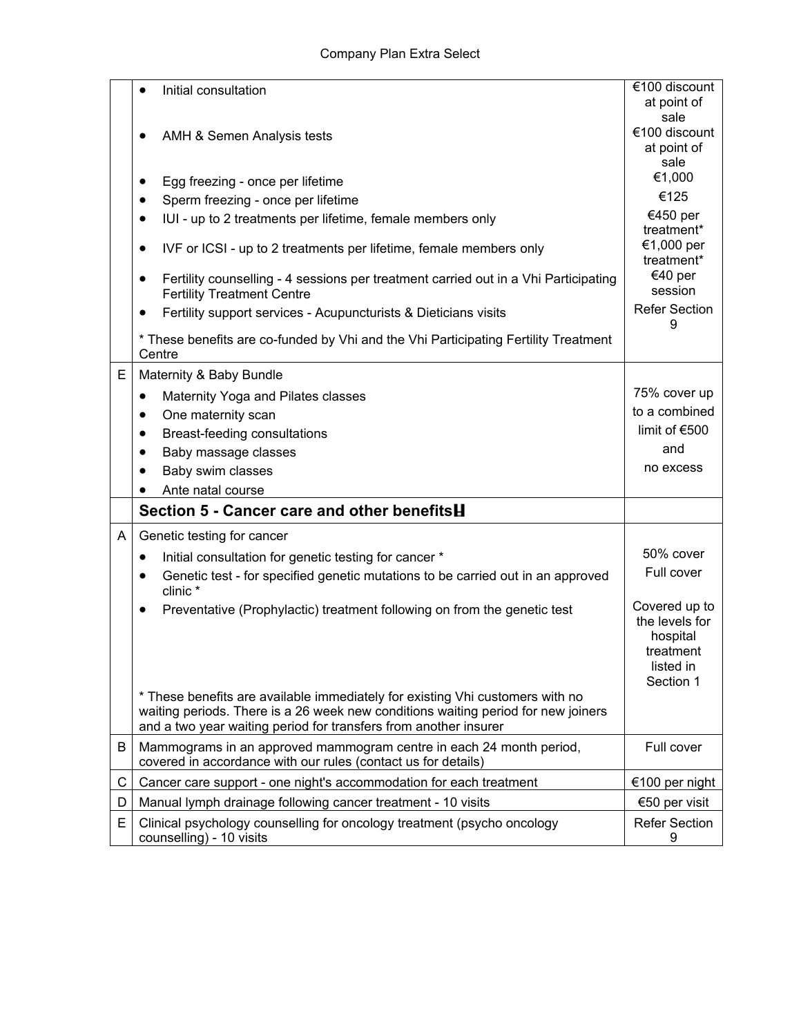| | | |
|---|---|---|
| | • Initial consultation | €100 discount at point of sale |
| | • AMH & Semen Analysis tests | €100 discount at point of sale |
| | • Egg freezing - once per lifetime | €1,000 |
| | • Sperm freezing - once per lifetime | €125 |
| | • IUI - up to 2 treatments per lifetime, female members only | €450 per treatment* |
| | • IVF or ICSI - up to 2 treatments per lifetime, female members only | €1,000 per treatment* |
| | • Fertility counselling - 4 sessions per treatment carried out in a Vhi Participating Fertility Treatment Centre | €40 per session |
| | • Fertility support services - Acupuncturists & Dieticians visits | Refer Section 9 |
| | * These benefits are co-funded by Vhi and the Vhi Participating Fertility Treatment Centre | |
| E | Maternity & Baby Bundle<br>• Maternity Yoga and Pilates classes<br>• One maternity scan<br>• Breast-feeding consultations<br>• Baby massage classes<br>• Baby swim classes<br>• Ante natal course | 75% cover up to a combined limit of €500 and no excess |
| | **Section 5 - Cancer care and other benefits** | |
| A | Genetic testing for cancer | |
| | • Initial consultation for genetic testing for cancer * | 50% cover |
| | • Genetic test - for specified genetic mutations to be carried out in an approved clinic * | Full cover |
| | • Preventative (Prophylactic) treatment following on from the genetic test | Covered up to the levels for hospital treatment listed in Section 1 |
| | * These benefits are available immediately for existing Vhi customers with no waiting periods. There is a 26 week new conditions waiting period for new joiners and a two year waiting period for transfers from another insurer | |
| B | Mammograms in an approved mammogram centre in each 24 month period, covered in accordance with our rules (contact us for details) | Full cover |
| C | Cancer care support - one night's accommodation for each treatment | €100 per night |
| D | Manual lymph drainage following cancer treatment - 10 visits | €50 per visit |
| E | Clinical psychology counselling for oncology treatment (psycho oncology counselling) - 10 visits | Refer Section 9 |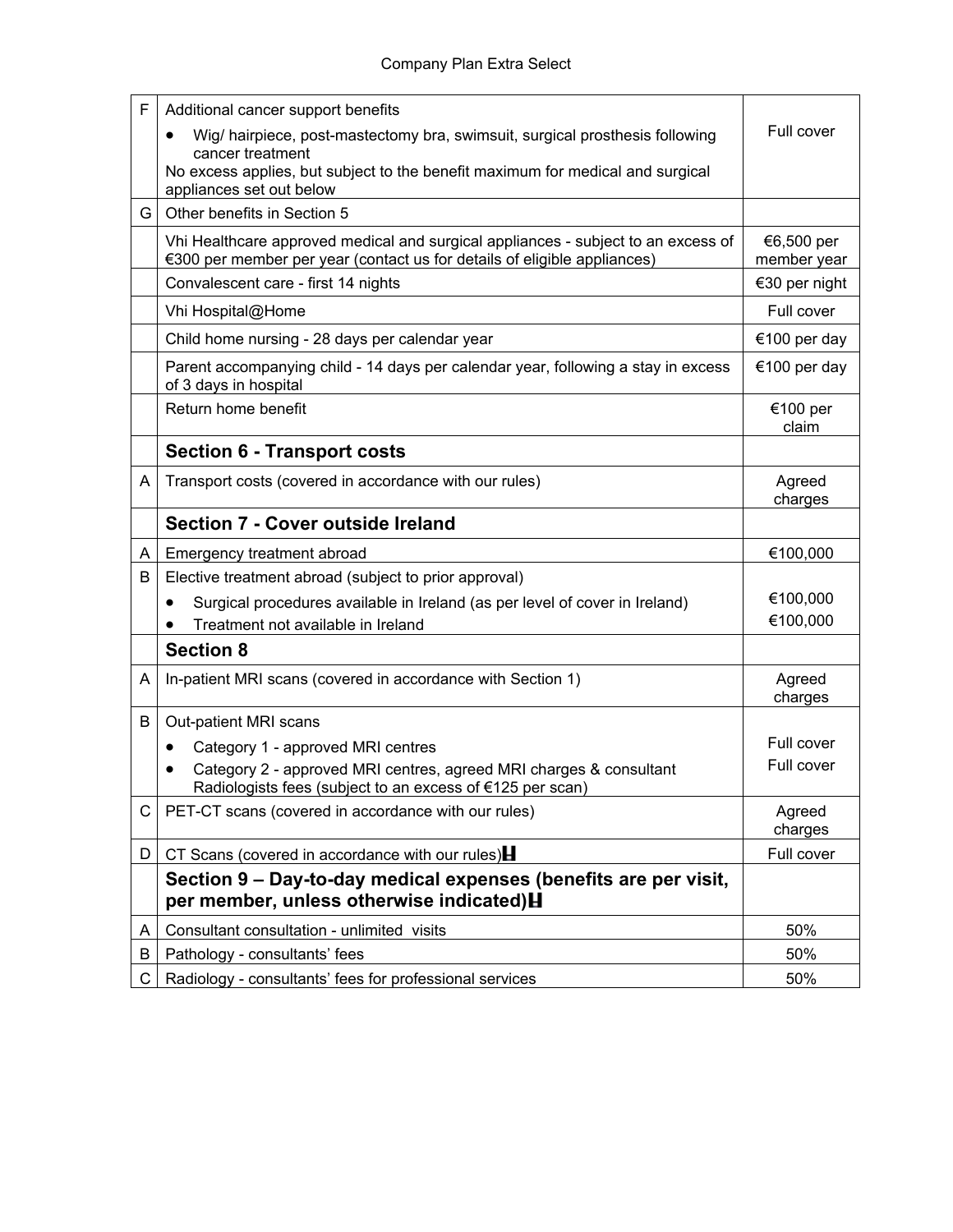| | | |
|---|---|---|
| F | Additional cancer support benefits<br>• Wig/ hairpiece, post-mastectomy bra, swimsuit, surgical prosthesis following cancer treatment<br>No excess applies, but subject to the benefit maximum for medical and surgical appliances set out below | Full cover |
| G | Other benefits in Section 5 | |
| | Vhi Healthcare approved medical and surgical appliances - subject to an excess of €300 per member per year (contact us for details of eligible appliances) | €6,500 per member year |
| | Convalescent care - first 14 nights | €30 per night |
| | Vhi Hospital@Home | Full cover |
| | Child home nursing - 28 days per calendar year | €100 per day |
| | Parent accompanying child - 14 days per calendar year, following a stay in excess of 3 days in hospital | €100 per day |
| | Return home benefit | €100 per claim |
| | **Section 6 - Transport costs** | |
| A | Transport costs (covered in accordance with our rules) | Agreed charges |
| | **Section 7 - Cover outside Ireland** | |
| A | Emergency treatment abroad | €100,000 |
| B | Elective treatment abroad (subject to prior approval)<br>• Surgical procedures available in Ireland (as per level of cover in Ireland)<br>• Treatment not available in Ireland | <br>€100,000<br>€100,000 |
| | **Section 8** | |
| A | In-patient MRI scans (covered in accordance with Section 1) | Agreed charges |
| B | Out-patient MRI scans<br>• Category 1 - approved MRI centres<br>• Category 2 - approved MRI centres, agreed MRI charges & consultant Radiologists fees (subject to an excess of €125 per scan) | <br>Full cover<br>Full cover |
| C | PET-CT scans (covered in accordance with our rules) | Agreed charges |
| D | CT Scans (covered in accordance with our rules) | Full cover |
| | **Section 9 – Day-to-day medical expenses (benefits are per visit, per member, unless otherwise indicated)** | |
| A | Consultant consultation - unlimited visits | 50% |
| B | Pathology - consultants' fees | 50% |
| C | Radiology - consultants' fees for professional services | 50% |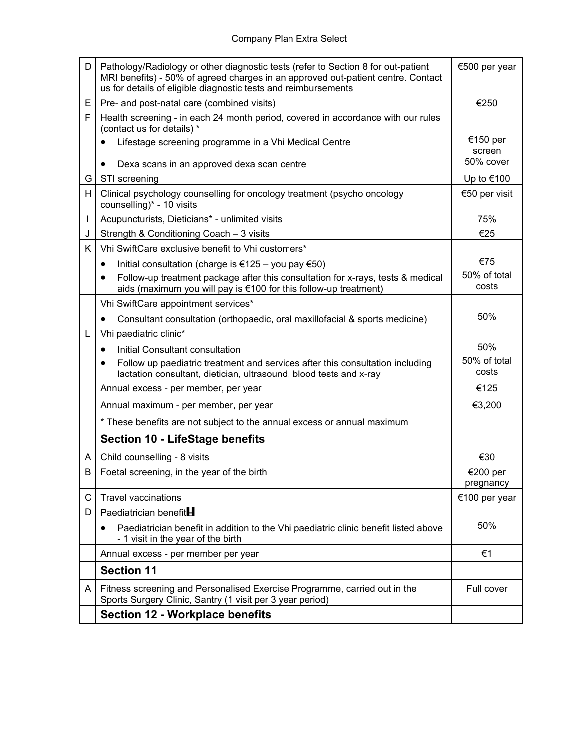| | | |
|---|---|---|
| D | Pathology/Radiology or other diagnostic tests (refer to Section 8 for out-patient MRI benefits) - 50% of agreed charges in an approved out-patient centre. Contact us for details of eligible diagnostic tests and reimbursements | €500 per year |
| E | Pre- and post-natal care (combined visits) | €250 |
| F | Health screening - in each 24 month period, covered in accordance with our rules (contact us for details) *<br>• Lifestage screening programme in a Vhi Medical Centre<br>• Dexa scans in an approved dexa scan centre | €150 per screen<br>50% cover |
| G | STI screening | Up to €100 |
| H | Clinical psychology counselling for oncology treatment (psycho oncology counselling)* - 10 visits | €50 per visit |
| I | Acupuncturists, Dieticians* - unlimited visits | 75% |
| J | Strength & Conditioning Coach – 3 visits | €25 |
| K | Vhi SwiftCare exclusive benefit to Vhi customers*<br>• Initial consultation (charge is €125 – you pay €50)<br>• Follow-up treatment package after this consultation for x-rays, tests & medical aids (maximum you will pay is €100 for this follow-up treatment) | €75<br>50% of total costs |
| | Vhi SwiftCare appointment services*<br>• Consultant consultation (orthopaedic, oral maxillofacial & sports medicine) | 50% |
| L | Vhi paediatric clinic*<br>• Initial Consultant consultation<br>• Follow up paediatric treatment and services after this consultation including lactation consultant, dietician, ultrasound, blood tests and x-ray | 50%<br>50% of total costs |
| | Annual excess - per member, per year | €125 |
| | Annual maximum - per member, per year | €3,200 |
| | * These benefits are not subject to the annual excess or annual maximum | |
| | **Section 10 - LifeStage benefits** | |
| A | Child counselling - 8 visits | €30 |
| B | Foetal screening, in the year of the birth | €200 per pregnancy |
| C | Travel vaccinations | €100 per year |
| D | Paediatrician benefit<br>• Paediatrician benefit in addition to the Vhi paediatric clinic benefit listed above - 1 visit in the year of the birth | 50% |
| | Annual excess - per member per year | €1 |
| | **Section 11** | |
| A | Fitness screening and Personalised Exercise Programme, carried out in the Sports Surgery Clinic, Santry (1 visit per 3 year period) | Full cover |
| | **Section 12 - Workplace benefits** | |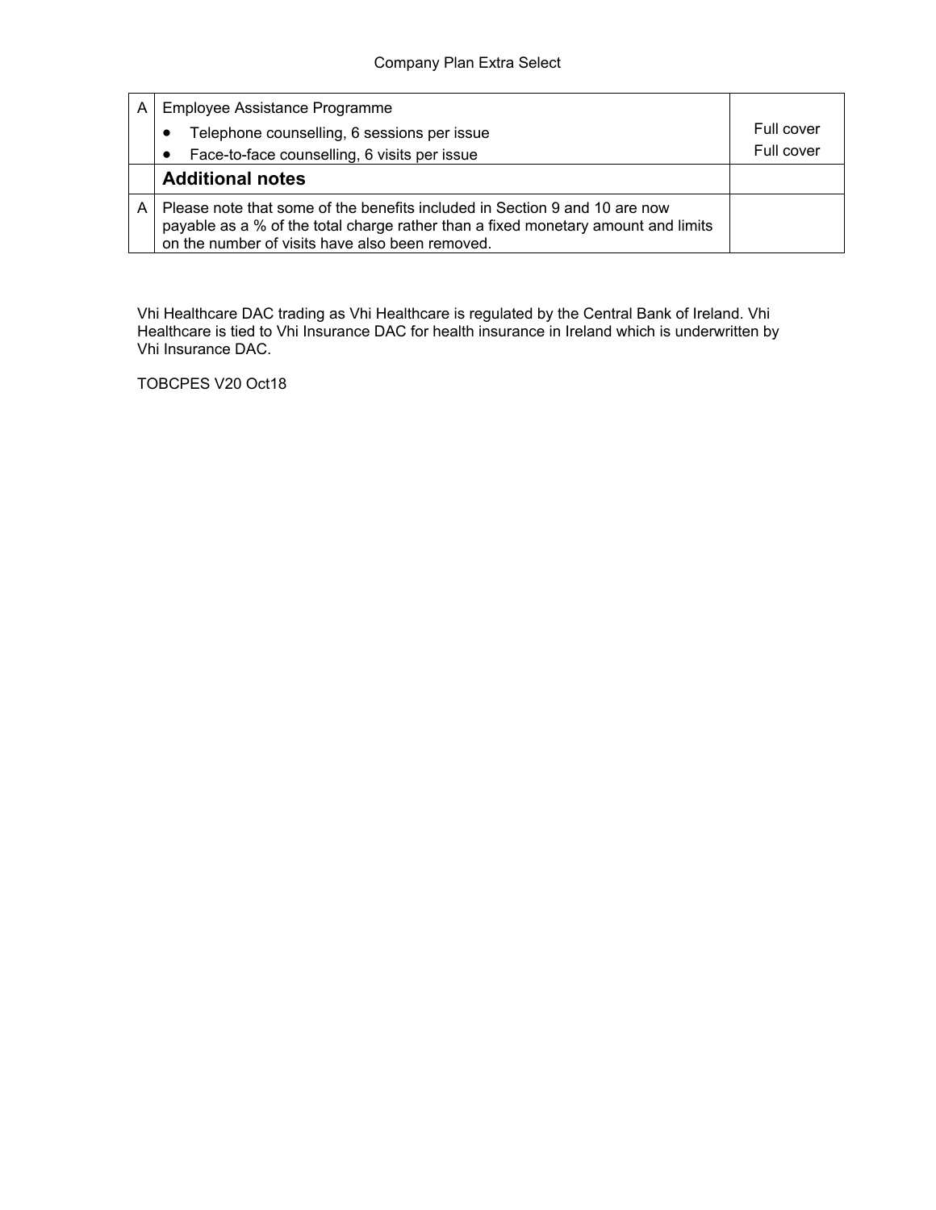| | | |
|---|---|---|
| A | Employee Assistance Programme<br>• Telephone counselling, 6 sessions per issue<br>• Face-to-face counselling, 6 visits per issue | <br>Full cover<br>Full cover |
| | **Additional notes** | |
| A | Please note that some of the benefits included in Section 9 and 10 are now payable as a % of the total charge rather than a fixed monetary amount and limits on the number of visits have also been removed. | |

Vhi Healthcare DAC trading as Vhi Healthcare is regulated by the Central Bank of Ireland. Vhi Healthcare is tied to Vhi Insurance DAC for health insurance in Ireland which is underwritten by Vhi Insurance DAC.

TOBCPES V20 Oct18